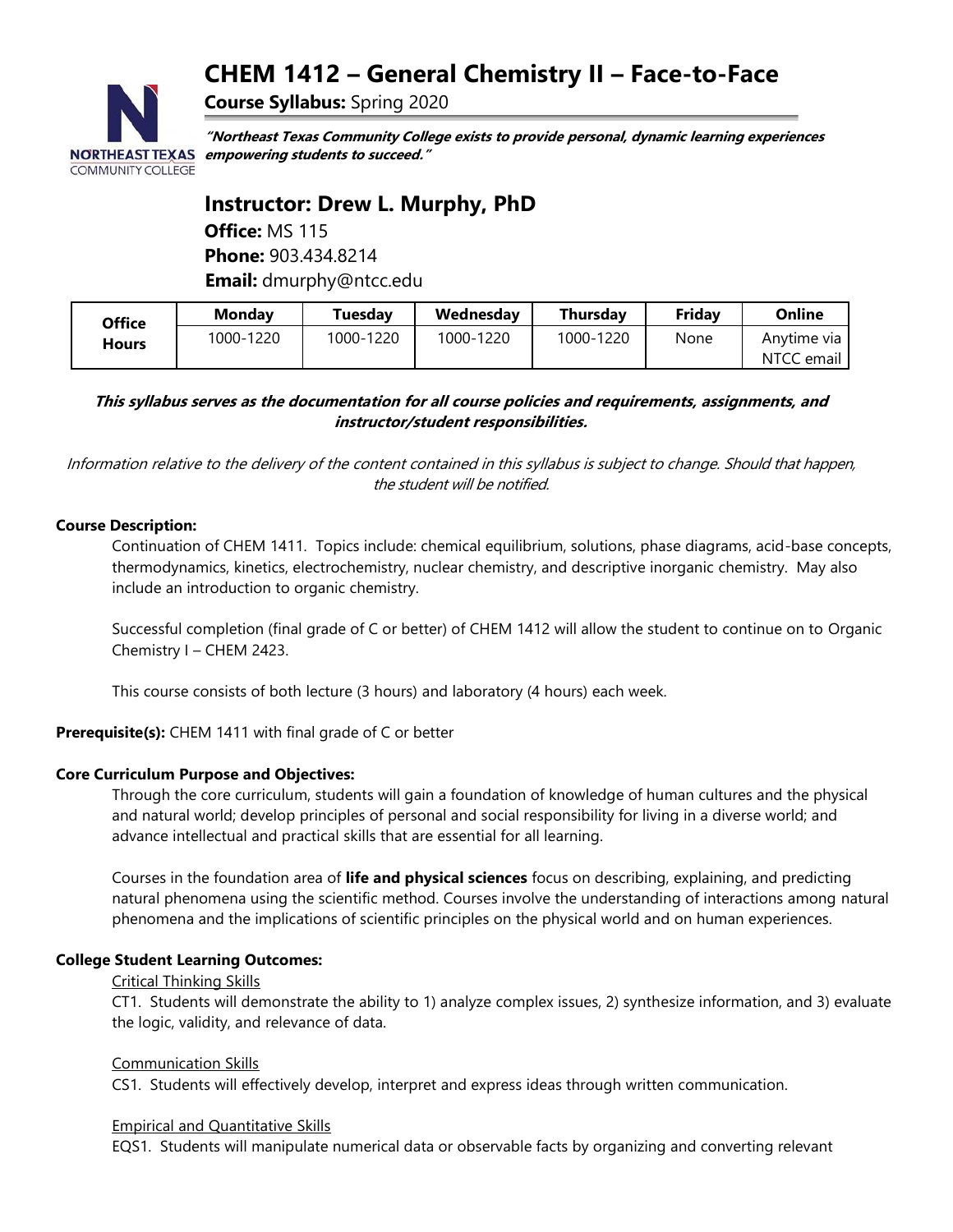# CHEM 1412 – General Chemistry II – Face-to-Face

**Course Syllabus:** Spring 2020

***"Northeast Texas Community College exists to provide personal, dynamic learning experiences empowering students to succeed."***

## Instructor: Drew L. Murphy, PhD

**Office:** MS 115
**Phone:** 903.434.8214
**Email:** dmurphy@ntcc.edu

| Office Hours | Monday | Tuesday | Wednesday | Thursday | Friday | Online |
|---|---|---|---|---|---|---|
| | 1000-1220 | 1000-1220 | 1000-1220 | 1000-1220 | None | Anytime via NTCC email |

***This syllabus serves as the documentation for all course policies and requirements, assignments, and instructor/student responsibilities.***

*Information relative to the delivery of the content contained in this syllabus is subject to change. Should that happen, the student will be notified.*

**Course Description:**

Continuation of CHEM 1411. Topics include: chemical equilibrium, solutions, phase diagrams, acid-base concepts, thermodynamics, kinetics, electrochemistry, nuclear chemistry, and descriptive inorganic chemistry. May also include an introduction to organic chemistry.

Successful completion (final grade of C or better) of CHEM 1412 will allow the student to continue on to Organic Chemistry I – CHEM 2423.

This course consists of both lecture (3 hours) and laboratory (4 hours) each week.

**Prerequisite(s):** CHEM 1411 with final grade of C or better

**Core Curriculum Purpose and Objectives:**

Through the core curriculum, students will gain a foundation of knowledge of human cultures and the physical and natural world; develop principles of personal and social responsibility for living in a diverse world; and advance intellectual and practical skills that are essential for all learning.

Courses in the foundation area of **life and physical sciences** focus on describing, explaining, and predicting natural phenomena using the scientific method. Courses involve the understanding of interactions among natural phenomena and the implications of scientific principles on the physical world and on human experiences.

**College Student Learning Outcomes:**

Critical Thinking Skills

CT1. Students will demonstrate the ability to 1) analyze complex issues, 2) synthesize information, and 3) evaluate the logic, validity, and relevance of data.

Communication Skills

CS1. Students will effectively develop, interpret and express ideas through written communication.

Empirical and Quantitative Skills

EQS1. Students will manipulate numerical data or observable facts by organizing and converting relevant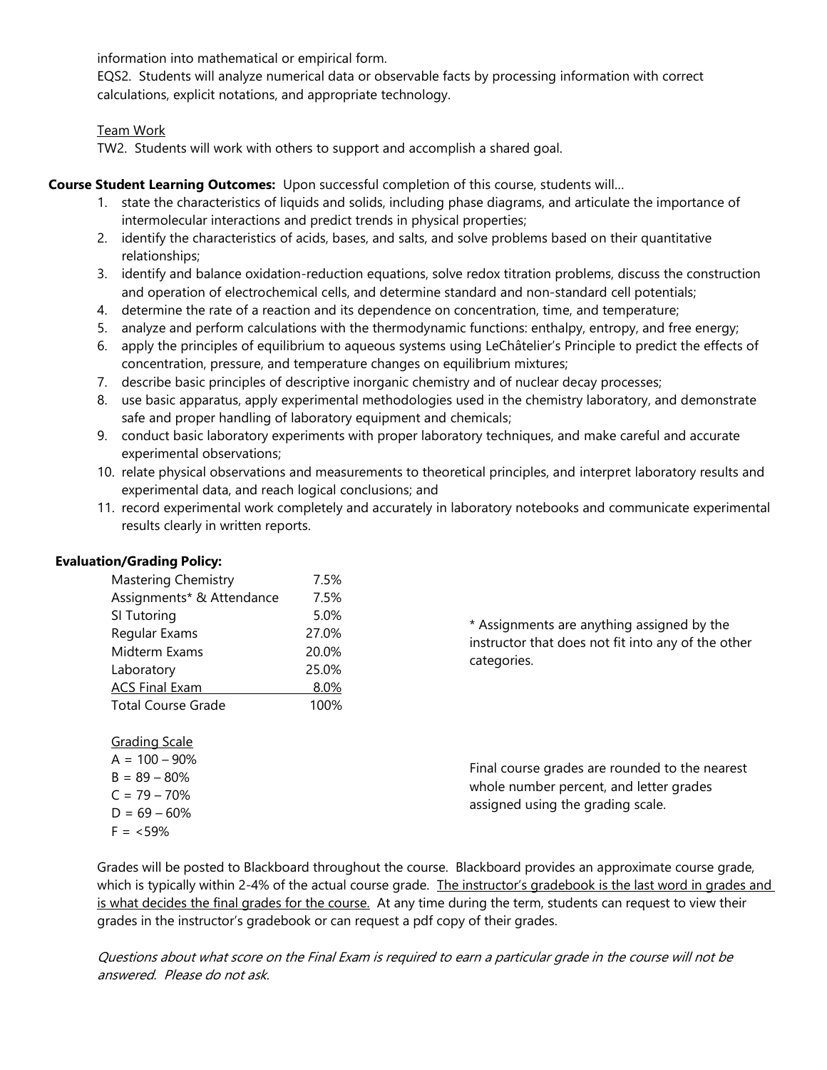information into mathematical or empirical form.
EQS2. Students will analyze numerical data or observable facts by processing information with correct calculations, explicit notations, and appropriate technology.

Team Work
TW2. Students will work with others to support and accomplish a shared goal.

**Course Student Learning Outcomes:** Upon successful completion of this course, students will…

1. state the characteristics of liquids and solids, including phase diagrams, and articulate the importance of intermolecular interactions and predict trends in physical properties;
2. identify the characteristics of acids, bases, and salts, and solve problems based on their quantitative relationships;
3. identify and balance oxidation-reduction equations, solve redox titration problems, discuss the construction and operation of electrochemical cells, and determine standard and non-standard cell potentials;
4. determine the rate of a reaction and its dependence on concentration, time, and temperature;
5. analyze and perform calculations with the thermodynamic functions: enthalpy, entropy, and free energy;
6. apply the principles of equilibrium to aqueous systems using LeChâtelier's Principle to predict the effects of concentration, pressure, and temperature changes on equilibrium mixtures;
7. describe basic principles of descriptive inorganic chemistry and of nuclear decay processes;
8. use basic apparatus, apply experimental methodologies used in the chemistry laboratory, and demonstrate safe and proper handling of laboratory equipment and chemicals;
9. conduct basic laboratory experiments with proper laboratory techniques, and make careful and accurate experimental observations;
10. relate physical observations and measurements to theoretical principles, and interpret laboratory results and experimental data, and reach logical conclusions; and
11. record experimental work completely and accurately in laboratory notebooks and communicate experimental results clearly in written reports.

**Evaluation/Grading Policy:**

| Category | Weight |
|---|---|
| Mastering Chemistry | 7.5% |
| Assignments* & Attendance | 7.5% |
| SI Tutoring | 5.0% |
| Regular Exams | 27.0% |
| Midterm Exams | 20.0% |
| Laboratory | 25.0% |
| ACS Final Exam | 8.0% |
| Total Course Grade | 100% |

\* Assignments are anything assigned by the instructor that does not fit into any of the other categories.

Grading Scale
A = 100 – 90%
B = 89 – 80%
C = 79 – 70%
D = 69 – 60%
F = <59%

Final course grades are rounded to the nearest whole number percent, and letter grades assigned using the grading scale.

Grades will be posted to Blackboard throughout the course. Blackboard provides an approximate course grade, which is typically within 2-4% of the actual course grade. The instructor's gradebook is the last word in grades and is what decides the final grades for the course. At any time during the term, students can request to view their grades in the instructor's gradebook or can request a pdf copy of their grades.

*Questions about what score on the Final Exam is required to earn a particular grade in the course will not be answered. Please do not ask.*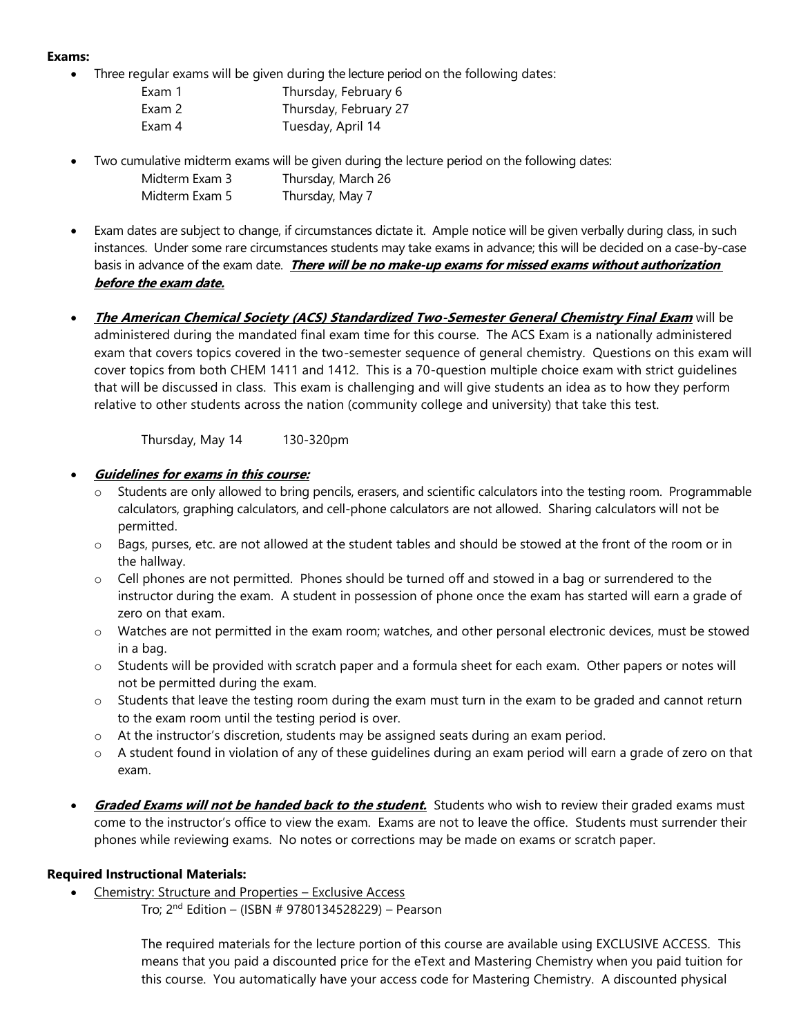**Exams:**

- Three regular exams will be given during the lecture period on the following dates:

  | | |
  |---|---|
  | Exam 1 | Thursday, February 6 |
  | Exam 2 | Thursday, February 27 |
  | Exam 4 | Tuesday, April 14 |

- Two cumulative midterm exams will be given during the lecture period on the following dates:

  | | |
  |---|---|
  | Midterm Exam 3 | Thursday, March 26 |
  | Midterm Exam 5 | Thursday, May 7 |

- Exam dates are subject to change, if circumstances dictate it. Ample notice will be given verbally during class, in such instances. Under some rare circumstances students may take exams in advance; this will be decided on a case-by-case basis in advance of the exam date. ***There will be no make-up exams for missed exams without authorization before the exam date.***

- ***The American Chemical Society (ACS) Standardized Two-Semester General Chemistry Final Exam*** will be administered during the mandated final exam time for this course. The ACS Exam is a nationally administered exam that covers topics covered in the two-semester sequence of general chemistry. Questions on this exam will cover topics from both CHEM 1411 and 1412. This is a 70-question multiple choice exam with strict guidelines that will be discussed in class. This exam is challenging and will give students an idea as to how they perform relative to other students across the nation (community college and university) that take this test.

  Thursday, May 14 130-320pm

- ***Guidelines for exams in this course:***
  - Students are only allowed to bring pencils, erasers, and scientific calculators into the testing room. Programmable calculators, graphing calculators, and cell-phone calculators are not allowed. Sharing calculators will not be permitted.
  - Bags, purses, etc. are not allowed at the student tables and should be stowed at the front of the room or in the hallway.
  - Cell phones are not permitted. Phones should be turned off and stowed in a bag or surrendered to the instructor during the exam. A student in possession of phone once the exam has started will earn a grade of zero on that exam.
  - Watches are not permitted in the exam room; watches, and other personal electronic devices, must be stowed in a bag.
  - Students will be provided with scratch paper and a formula sheet for each exam. Other papers or notes will not be permitted during the exam.
  - Students that leave the testing room during the exam must turn in the exam to be graded and cannot return to the exam room until the testing period is over.
  - At the instructor's discretion, students may be assigned seats during an exam period.
  - A student found in violation of any of these guidelines during an exam period will earn a grade of zero on that exam.

- ***Graded Exams will not be handed back to the student.*** Students who wish to review their graded exams must come to the instructor's office to view the exam. Exams are not to leave the office. Students must surrender their phones while reviewing exams. No notes or corrections may be made on exams or scratch paper.

**Required Instructional Materials:**

- Chemistry: Structure and Properties – Exclusive Access
  Tro; 2nd Edition – (ISBN # 9780134528229) – Pearson

  The required materials for the lecture portion of this course are available using EXCLUSIVE ACCESS. This means that you paid a discounted price for the eText and Mastering Chemistry when you paid tuition for this course. You automatically have your access code for Mastering Chemistry. A discounted physical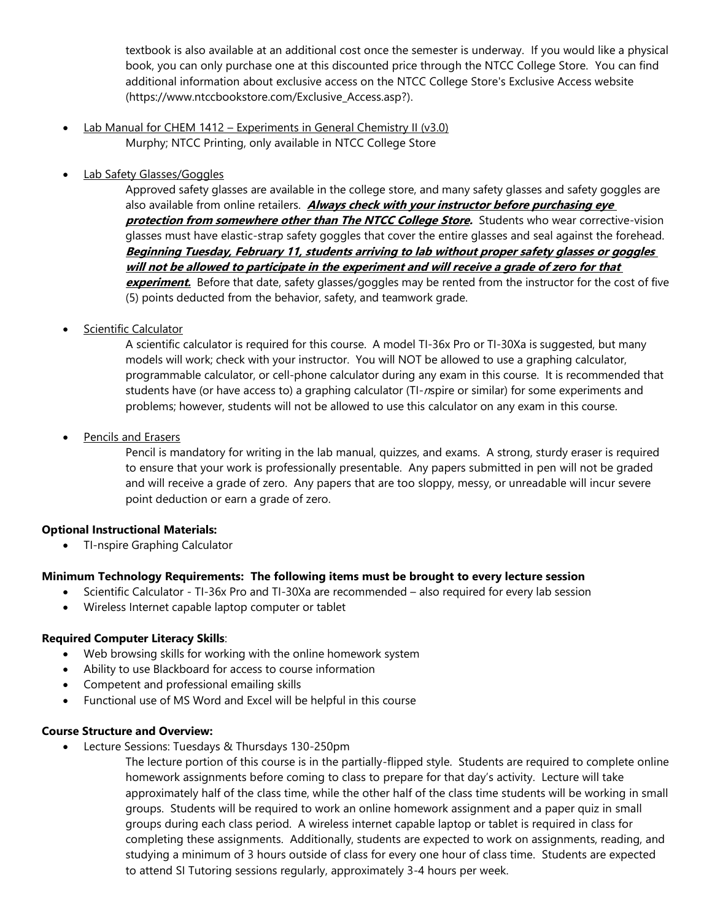textbook is also available at an additional cost once the semester is underway. If you would like a physical book, you can only purchase one at this discounted price through the NTCC College Store. You can find additional information about exclusive access on the NTCC College Store's Exclusive Access website (https://www.ntccbookstore.com/Exclusive_Access.asp?).

- Lab Manual for CHEM 1412 – Experiments in General Chemistry II (v3.0)
  Murphy; NTCC Printing, only available in NTCC College Store

- Lab Safety Glasses/Goggles
  Approved safety glasses are available in the college store, and many safety glasses and safety goggles are also available from online retailers. ***Always check with your instructor before purchasing eye protection from somewhere other than The NTCC College Store.*** Students who wear corrective-vision glasses must have elastic-strap safety goggles that cover the entire glasses and seal against the forehead. ***Beginning Tuesday, February 11, students arriving to lab without proper safety glasses or goggles will not be allowed to participate in the experiment and will receive a grade of zero for that experiment.*** Before that date, safety glasses/goggles may be rented from the instructor for the cost of five (5) points deducted from the behavior, safety, and teamwork grade.

- Scientific Calculator
  A scientific calculator is required for this course. A model TI-36x Pro or TI-30Xa is suggested, but many models will work; check with your instructor. You will NOT be allowed to use a graphing calculator, programmable calculator, or cell-phone calculator during any exam in this course. It is recommended that students have (or have access to) a graphing calculator (TI-*n*spire or similar) for some experiments and problems; however, students will not be allowed to use this calculator on any exam in this course.

- Pencils and Erasers
  Pencil is mandatory for writing in the lab manual, quizzes, and exams. A strong, sturdy eraser is required to ensure that your work is professionally presentable. Any papers submitted in pen will not be graded and will receive a grade of zero. Any papers that are too sloppy, messy, or unreadable will incur severe point deduction or earn a grade of zero.

**Optional Instructional Materials:**

- TI-nspire Graphing Calculator

**Minimum Technology Requirements: The following items must be brought to every lecture session**

- Scientific Calculator - TI-36x Pro and TI-30Xa are recommended – also required for every lab session
- Wireless Internet capable laptop computer or tablet

**Required Computer Literacy Skills**:

- Web browsing skills for working with the online homework system
- Ability to use Blackboard for access to course information
- Competent and professional emailing skills
- Functional use of MS Word and Excel will be helpful in this course

**Course Structure and Overview:**

- Lecture Sessions: Tuesdays & Thursdays 130-250pm
  The lecture portion of this course is in the partially-flipped style. Students are required to complete online homework assignments before coming to class to prepare for that day's activity. Lecture will take approximately half of the class time, while the other half of the class time students will be working in small groups. Students will be required to work an online homework assignment and a paper quiz in small groups during each class period. A wireless internet capable laptop or tablet is required in class for completing these assignments. Additionally, students are expected to work on assignments, reading, and studying a minimum of 3 hours outside of class for every one hour of class time. Students are expected to attend SI Tutoring sessions regularly, approximately 3-4 hours per week.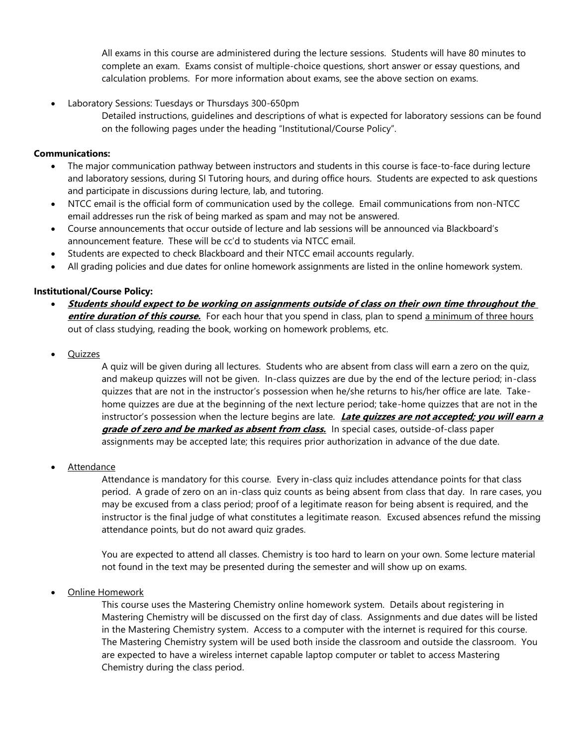All exams in this course are administered during the lecture sessions. Students will have 80 minutes to complete an exam. Exams consist of multiple-choice questions, short answer or essay questions, and calculation problems. For more information about exams, see the above section on exams.

- Laboratory Sessions: Tuesdays or Thursdays 300-650pm

  Detailed instructions, guidelines and descriptions of what is expected for laboratory sessions can be found on the following pages under the heading "Institutional/Course Policy".

**Communications:**

- The major communication pathway between instructors and students in this course is face-to-face during lecture and laboratory sessions, during SI Tutoring hours, and during office hours. Students are expected to ask questions and participate in discussions during lecture, lab, and tutoring.
- NTCC email is the official form of communication used by the college. Email communications from non-NTCC email addresses run the risk of being marked as spam and may not be answered.
- Course announcements that occur outside of lecture and lab sessions will be announced via Blackboard's announcement feature. These will be cc'd to students via NTCC email.
- Students are expected to check Blackboard and their NTCC email accounts regularly.
- All grading policies and due dates for online homework assignments are listed in the online homework system.

**Institutional/Course Policy:**

- ***Students should expect to be working on assignments outside of class on their own time throughout the entire duration of this course.*** For each hour that you spend in class, plan to spend a minimum of three hours out of class studying, reading the book, working on homework problems, etc.

- Quizzes

  A quiz will be given during all lectures. Students who are absent from class will earn a zero on the quiz, and makeup quizzes will not be given. In-class quizzes are due by the end of the lecture period; in-class quizzes that are not in the instructor's possession when he/she returns to his/her office are late. Take-home quizzes are due at the beginning of the next lecture period; take-home quizzes that are not in the instructor's possession when the lecture begins are late. ***Late quizzes are not accepted; you will earn a grade of zero and be marked as absent from class.*** In special cases, outside-of-class paper assignments may be accepted late; this requires prior authorization in advance of the due date.

- Attendance

  Attendance is mandatory for this course. Every in-class quiz includes attendance points for that class period. A grade of zero on an in-class quiz counts as being absent from class that day. In rare cases, you may be excused from a class period; proof of a legitimate reason for being absent is required, and the instructor is the final judge of what constitutes a legitimate reason. Excused absences refund the missing attendance points, but do not award quiz grades.

  You are expected to attend all classes. Chemistry is too hard to learn on your own. Some lecture material not found in the text may be presented during the semester and will show up on exams.

- Online Homework

  This course uses the Mastering Chemistry online homework system. Details about registering in Mastering Chemistry will be discussed on the first day of class. Assignments and due dates will be listed in the Mastering Chemistry system. Access to a computer with the internet is required for this course. The Mastering Chemistry system will be used both inside the classroom and outside the classroom. You are expected to have a wireless internet capable laptop computer or tablet to access Mastering Chemistry during the class period.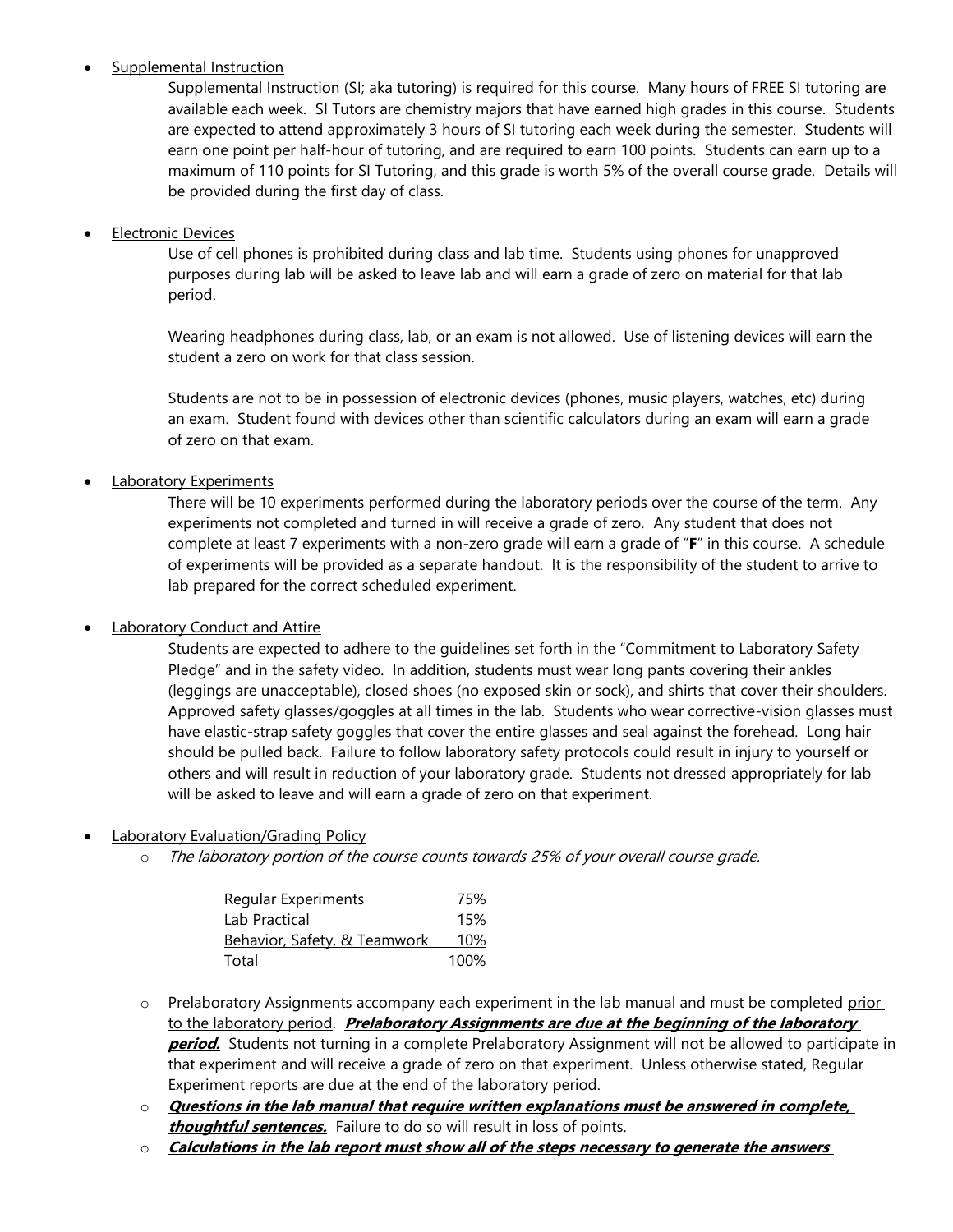- Supplemental Instruction

  Supplemental Instruction (SI; aka tutoring) is required for this course. Many hours of FREE SI tutoring are available each week. SI Tutors are chemistry majors that have earned high grades in this course. Students are expected to attend approximately 3 hours of SI tutoring each week during the semester. Students will earn one point per half-hour of tutoring, and are required to earn 100 points. Students can earn up to a maximum of 110 points for SI Tutoring, and this grade is worth 5% of the overall course grade. Details will be provided during the first day of class.

- Electronic Devices

  Use of cell phones is prohibited during class and lab time. Students using phones for unapproved purposes during lab will be asked to leave lab and will earn a grade of zero on material for that lab period.

  Wearing headphones during class, lab, or an exam is not allowed. Use of listening devices will earn the student a zero on work for that class session.

  Students are not to be in possession of electronic devices (phones, music players, watches, etc) during an exam. Student found with devices other than scientific calculators during an exam will earn a grade of zero on that exam.

- Laboratory Experiments

  There will be 10 experiments performed during the laboratory periods over the course of the term. Any experiments not completed and turned in will receive a grade of zero. Any student that does not complete at least 7 experiments with a non-zero grade will earn a grade of "**F**" in this course. A schedule of experiments will be provided as a separate handout. It is the responsibility of the student to arrive to lab prepared for the correct scheduled experiment.

- Laboratory Conduct and Attire

  Students are expected to adhere to the guidelines set forth in the "Commitment to Laboratory Safety Pledge" and in the safety video. In addition, students must wear long pants covering their ankles (leggings are unacceptable), closed shoes (no exposed skin or sock), and shirts that cover their shoulders. Approved safety glasses/goggles at all times in the lab. Students who wear corrective-vision glasses must have elastic-strap safety goggles that cover the entire glasses and seal against the forehead. Long hair should be pulled back. Failure to follow laboratory safety protocols could result in injury to yourself or others and will result in reduction of your laboratory grade. Students not dressed appropriately for lab will be asked to leave and will earn a grade of zero on that experiment.

- Laboratory Evaluation/Grading Policy
  - *The laboratory portion of the course counts towards 25% of your overall course grade.*

    | Component | Weight |
    |---|---|
    | Regular Experiments | 75% |
    | Lab Practical | 15% |
    | Behavior, Safety, & Teamwork | 10% |
    | Total | 100% |

  - Prelaboratory Assignments accompany each experiment in the lab manual and must be completed prior to the laboratory period. ***Prelaboratory Assignments are due at the beginning of the laboratory period.*** Students not turning in a complete Prelaboratory Assignment will not be allowed to participate in that experiment and will receive a grade of zero on that experiment. Unless otherwise stated, Regular Experiment reports are due at the end of the laboratory period.
  - ***Questions in the lab manual that require written explanations must be answered in complete, thoughtful sentences.*** Failure to do so will result in loss of points.
  - ***Calculations in the lab report must show all of the steps necessary to generate the answers***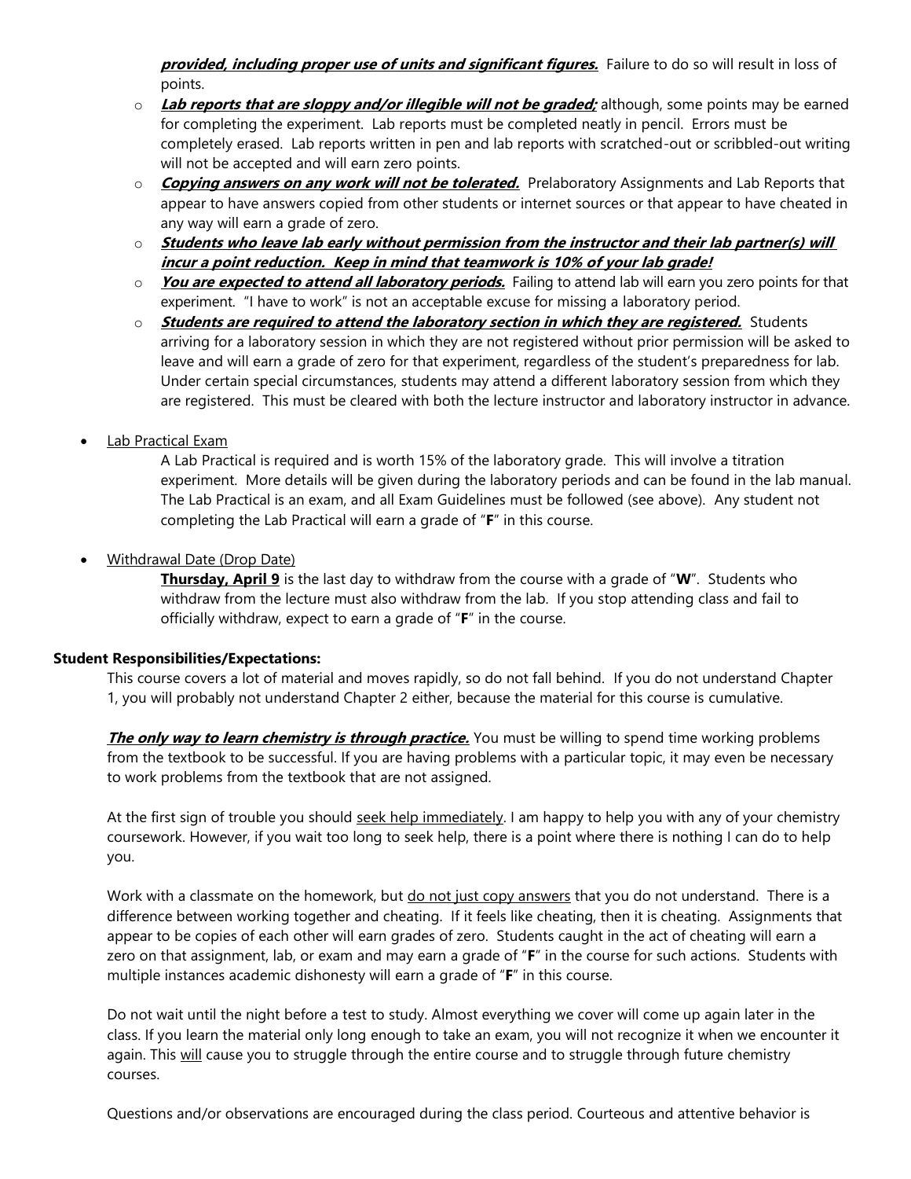***provided, including proper use of units and significant figures.*** Failure to do so will result in loss of points.

- ***Lab reports that are sloppy and/or illegible will not be graded;*** although, some points may be earned for completing the experiment. Lab reports must be completed neatly in pencil. Errors must be completely erased. Lab reports written in pen and lab reports with scratched-out or scribbled-out writing will not be accepted and will earn zero points.
- ***Copying answers on any work will not be tolerated.*** Prelaboratory Assignments and Lab Reports that appear to have answers copied from other students or internet sources or that appear to have cheated in any way will earn a grade of zero.
- ***Students who leave lab early without permission from the instructor and their lab partner(s) will incur a point reduction. Keep in mind that teamwork is 10% of your lab grade!***
- ***You are expected to attend all laboratory periods.*** Failing to attend lab will earn you zero points for that experiment. "I have to work" is not an acceptable excuse for missing a laboratory period.
- ***Students are required to attend the laboratory section in which they are registered.*** Students arriving for a laboratory session in which they are not registered without prior permission will be asked to leave and will earn a grade of zero for that experiment, regardless of the student's preparedness for lab. Under certain special circumstances, students may attend a different laboratory session from which they are registered. This must be cleared with both the lecture instructor and laboratory instructor in advance.

- Lab Practical Exam

  A Lab Practical is required and is worth 15% of the laboratory grade. This will involve a titration experiment. More details will be given during the laboratory periods and can be found in the lab manual. The Lab Practical is an exam, and all Exam Guidelines must be followed (see above). Any student not completing the Lab Practical will earn a grade of "**F**" in this course.

- Withdrawal Date (Drop Date)

  **Thursday, April 9** is the last day to withdraw from the course with a grade of "**W**". Students who withdraw from the lecture must also withdraw from the lab. If you stop attending class and fail to officially withdraw, expect to earn a grade of "**F**" in the course.

**Student Responsibilities/Expectations:**

This course covers a lot of material and moves rapidly, so do not fall behind. If you do not understand Chapter 1, you will probably not understand Chapter 2 either, because the material for this course is cumulative.

***The only way to learn chemistry is through practice.*** You must be willing to spend time working problems from the textbook to be successful. If you are having problems with a particular topic, it may even be necessary to work problems from the textbook that are not assigned.

At the first sign of trouble you should seek help immediately. I am happy to help you with any of your chemistry coursework. However, if you wait too long to seek help, there is a point where there is nothing I can do to help you.

Work with a classmate on the homework, but do not just copy answers that you do not understand. There is a difference between working together and cheating. If it feels like cheating, then it is cheating. Assignments that appear to be copies of each other will earn grades of zero. Students caught in the act of cheating will earn a zero on that assignment, lab, or exam and may earn a grade of "**F**" in the course for such actions. Students with multiple instances academic dishonesty will earn a grade of "**F**" in this course.

Do not wait until the night before a test to study. Almost everything we cover will come up again later in the class. If you learn the material only long enough to take an exam, you will not recognize it when we encounter it again. This will cause you to struggle through the entire course and to struggle through future chemistry courses.

Questions and/or observations are encouraged during the class period. Courteous and attentive behavior is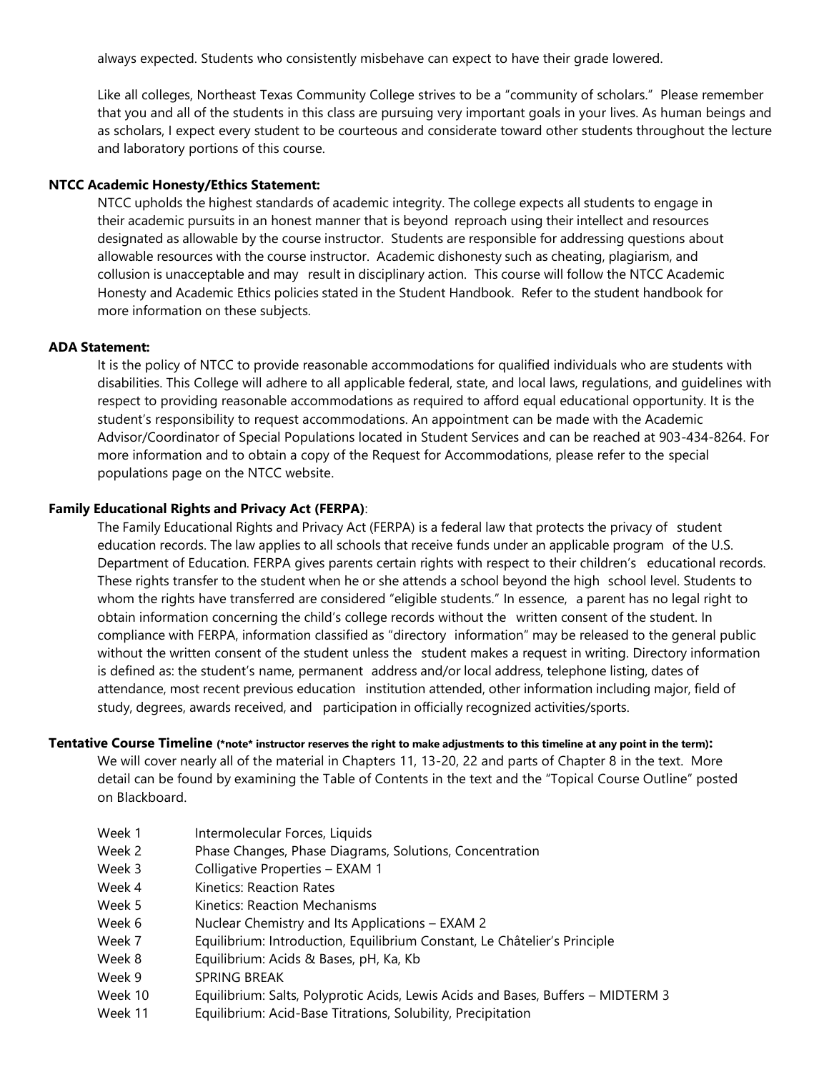always expected. Students who consistently misbehave can expect to have their grade lowered.

Like all colleges, Northeast Texas Community College strives to be a "community of scholars." Please remember that you and all of the students in this class are pursuing very important goals in your lives. As human beings and as scholars, I expect every student to be courteous and considerate toward other students throughout the lecture and laboratory portions of this course.

**NTCC Academic Honesty/Ethics Statement:**

NTCC upholds the highest standards of academic integrity. The college expects all students to engage in their academic pursuits in an honest manner that is beyond reproach using their intellect and resources designated as allowable by the course instructor. Students are responsible for addressing questions about allowable resources with the course instructor. Academic dishonesty such as cheating, plagiarism, and collusion is unacceptable and may result in disciplinary action. This course will follow the NTCC Academic Honesty and Academic Ethics policies stated in the Student Handbook. Refer to the student handbook for more information on these subjects.

**ADA Statement:**

It is the policy of NTCC to provide reasonable accommodations for qualified individuals who are students with disabilities. This College will adhere to all applicable federal, state, and local laws, regulations, and guidelines with respect to providing reasonable accommodations as required to afford equal educational opportunity. It is the student's responsibility to request accommodations. An appointment can be made with the Academic Advisor/Coordinator of Special Populations located in Student Services and can be reached at 903-434-8264. For more information and to obtain a copy of the Request for Accommodations, please refer to the special populations page on the NTCC website.

**Family Educational Rights and Privacy Act (FERPA)**:

The Family Educational Rights and Privacy Act (FERPA) is a federal law that protects the privacy of student education records. The law applies to all schools that receive funds under an applicable program of the U.S. Department of Education. FERPA gives parents certain rights with respect to their children's educational records. These rights transfer to the student when he or she attends a school beyond the high school level. Students to whom the rights have transferred are considered "eligible students." In essence, a parent has no legal right to obtain information concerning the child's college records without the written consent of the student. In compliance with FERPA, information classified as "directory information" may be released to the general public without the written consent of the student unless the student makes a request in writing. Directory information is defined as: the student's name, permanent address and/or local address, telephone listing, dates of attendance, most recent previous education institution attended, other information including major, field of study, degrees, awards received, and participation in officially recognized activities/sports.

**Tentative Course Timeline** **(\*note\* instructor reserves the right to make adjustments to this timeline at any point in the term):**

We will cover nearly all of the material in Chapters 11, 13-20, 22 and parts of Chapter 8 in the text. More detail can be found by examining the Table of Contents in the text and the "Topical Course Outline" posted on Blackboard.

| | |
|---|---|
| Week 1 | Intermolecular Forces, Liquids |
| Week 2 | Phase Changes, Phase Diagrams, Solutions, Concentration |
| Week 3 | Colligative Properties – EXAM 1 |
| Week 4 | Kinetics: Reaction Rates |
| Week 5 | Kinetics: Reaction Mechanisms |
| Week 6 | Nuclear Chemistry and Its Applications – EXAM 2 |
| Week 7 | Equilibrium: Introduction, Equilibrium Constant, Le Châtelier's Principle |
| Week 8 | Equilibrium: Acids & Bases, pH, Ka, Kb |
| Week 9 | SPRING BREAK |
| Week 10 | Equilibrium: Salts, Polyprotic Acids, Lewis Acids and Bases, Buffers – MIDTERM 3 |
| Week 11 | Equilibrium: Acid-Base Titrations, Solubility, Precipitation |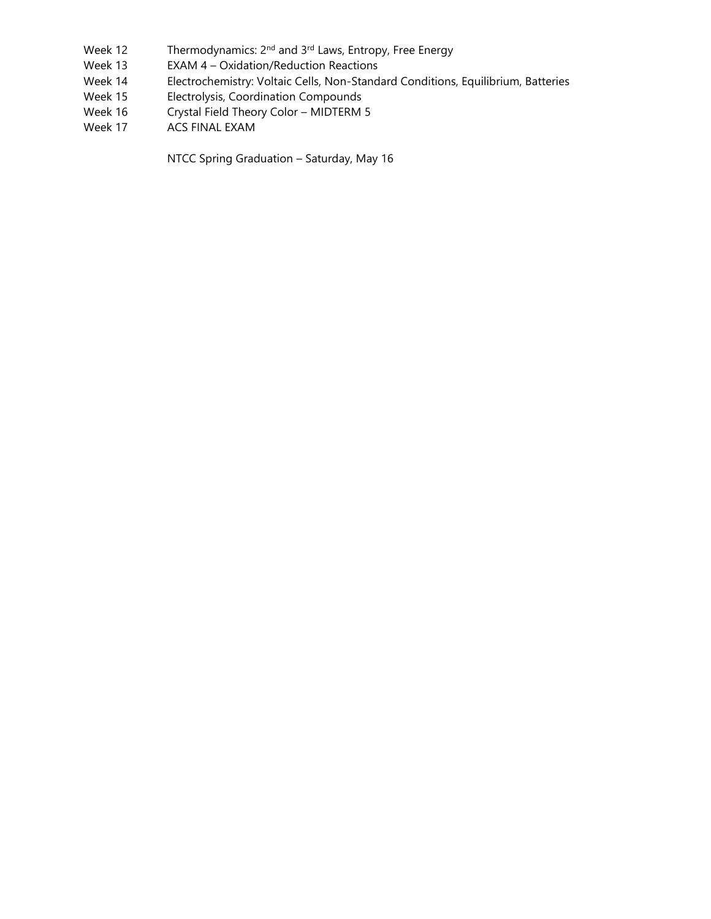| | |
|---|---|
| Week 12 | Thermodynamics: 2nd and 3rd Laws, Entropy, Free Energy |
| Week 13 | EXAM 4 – Oxidation/Reduction Reactions |
| Week 14 | Electrochemistry: Voltaic Cells, Non-Standard Conditions, Equilibrium, Batteries |
| Week 15 | Electrolysis, Coordination Compounds |
| Week 16 | Crystal Field Theory Color – MIDTERM 5 |
| Week 17 | ACS FINAL EXAM |

NTCC Spring Graduation – Saturday, May 16